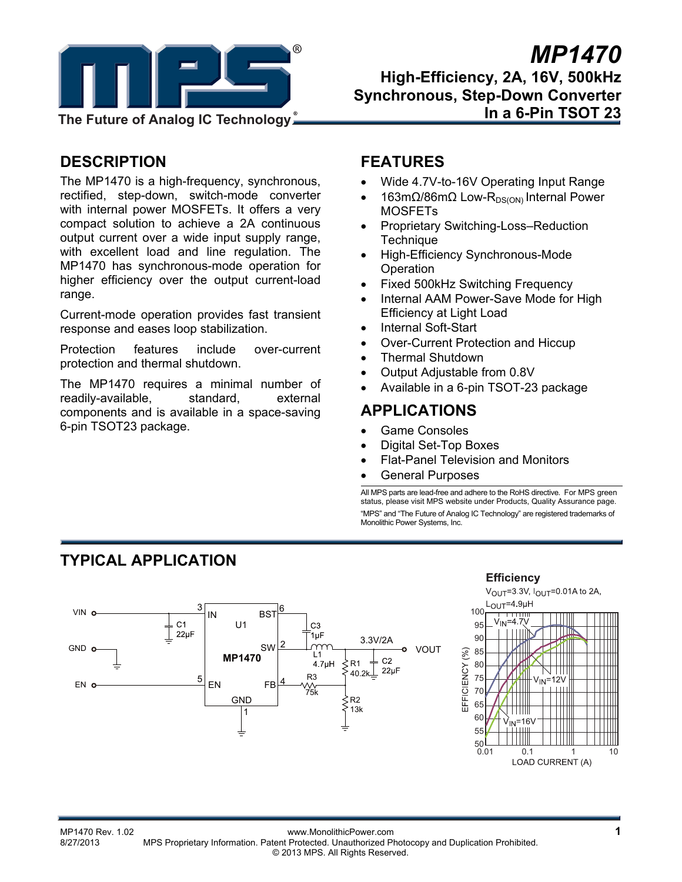# MP1470

## High-Efficiency, 2A, 16V, 500kHz Synchronous, Step-Down Converter In a 6-Pin TSOT 23

## DESCRIPTION

The MP1470 is a high-frequency, synchronous, rectified, step-down, switch-mode converter with internal power MOSFETs. It offers a very compact solution to achieve a 2A continuous output current over a wide input supply range, with excellent load and line regulation. The MP1470 has synchronous-mode operation for higher efficiency over the output current-load range.

Current-mode operation provides fast transient response and eases loop stabilization.

Protection features include over-current protection and thermal shutdown.

The MP1470 requires a minimal number of readily-available, standard, external components and is available in a space-saving 6-pin TSOT23 package.

## FEATURES

- Wide 4.7V-to-16V Operating Input Range
- 163mΩ/86mΩ Low-$R_{DS(ON)}$ Internal Power MOSFETs
- Proprietary Switching-Loss–Reduction Technique
- High-Efficiency Synchronous-Mode Operation
- Fixed 500kHz Switching Frequency
- Internal AAM Power-Save Mode for High Efficiency at Light Load
- Internal Soft-Start
- Over-Current Protection and Hiccup
- Thermal Shutdown
- Output Adjustable from 0.8V
- Available in a 6-pin TSOT-23 package

## APPLICATIONS

- Game Consoles
- Digital Set-Top Boxes
- Flat-Panel Television and Monitors
- General Purposes

All MPS parts are lead-free and adhere to the RoHS directive. For MPS green status, please visit MPS website under Products, Quality Assurance page.
"MPS" and "The Future of Analog IC Technology" are registered trademarks of Monolithic Power Systems, Inc.

## TYPICAL APPLICATION

VIN, GND, EN, IN, U1, MP1470, BST, SW, EN, FB, GND, C1 22µF, C3 1µF, L1 4.7µH, R1 40.2k, R2 13k, R3 75k, C2 22µF, 3.3V/2A, VOUT

**Efficiency**
$V_{OUT}$=3.3V, $I_{OUT}$=0.01A to 2A, $L_{OUT}$=4.9µH

EFFICIENCY (%) vs. LOAD CURRENT (A); curves: $V_{IN}$=4.7V, $V_{IN}$=12V, $V_{IN}$=16V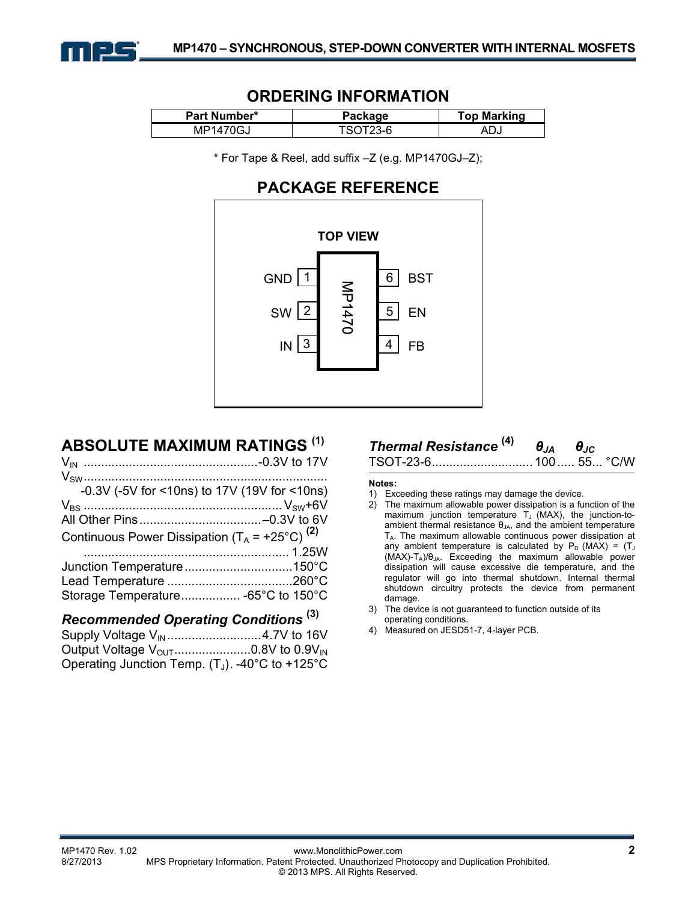## ORDERING INFORMATION

| Part Number* | Package | Top Marking |
|---|---|---|
| MP1470GJ | TSOT23-6 | ADJ |

* For Tape & Reel, add suffix –Z (e.g. MP1470GJ–Z);

## PACKAGE REFERENCE

**TOP VIEW**

| Pin | Name | | Pin | Name |
|---|---|---|---|---|
| 1 | GND | | 6 | BST |
| 2 | SW | | 5 | EN |
| 3 | IN | | 4 | FB |

## ABSOLUTE MAXIMUM RATINGS [1]

$V_{IN}$ .................................................-0.3V to 17V
$V_{SW}$ .......................................................................
-0.3V (-5V for <10ns) to 17V (19V for <10ns)
$V_{BS}$ ........................................................ $V_{SW}$+6V
All Other Pins ..................................–0.3V to 6V
Continuous Power Dissipation ($T_A$ = +25°C) [2]
........................................................... 1.25W
Junction Temperature ...............................150°C
Lead Temperature ....................................260°C
Storage Temperature................. -65°C to 150°C

### *Recommended Operating Conditions* [3]

Supply Voltage $V_{IN}$ ...........................4.7V to 16V
Output Voltage $V_{OUT}$......................0.8V to 0.9$V_{IN}$
Operating Junction Temp. ($T_J$). -40°C to +125°C

| *Thermal Resistance* [4] | $\theta_{JA}$ | $\theta_{JC}$ | |
|---|---|---|---|
| TSOT-23-6 | 100 | 55 | °C/W |

**Notes:**

1) Exceeding these ratings may damage the device.
2) The maximum allowable power dissipation is a function of the maximum junction temperature $T_J$ (MAX), the junction-to-ambient thermal resistance $\theta_{JA}$, and the ambient temperature $T_A$. The maximum allowable continuous power dissipation at any ambient temperature is calculated by $P_D$ (MAX) = ($T_J$ (MAX)-$T_A$)/$\theta_{JA}$. Exceeding the maximum allowable power dissipation will cause excessive die temperature, and the regulator will go into thermal shutdown. Internal thermal shutdown circuitry protects the device from permanent damage.
3) The device is not guaranteed to function outside of its operating conditions.
4) Measured on JESD51-7, 4-layer PCB.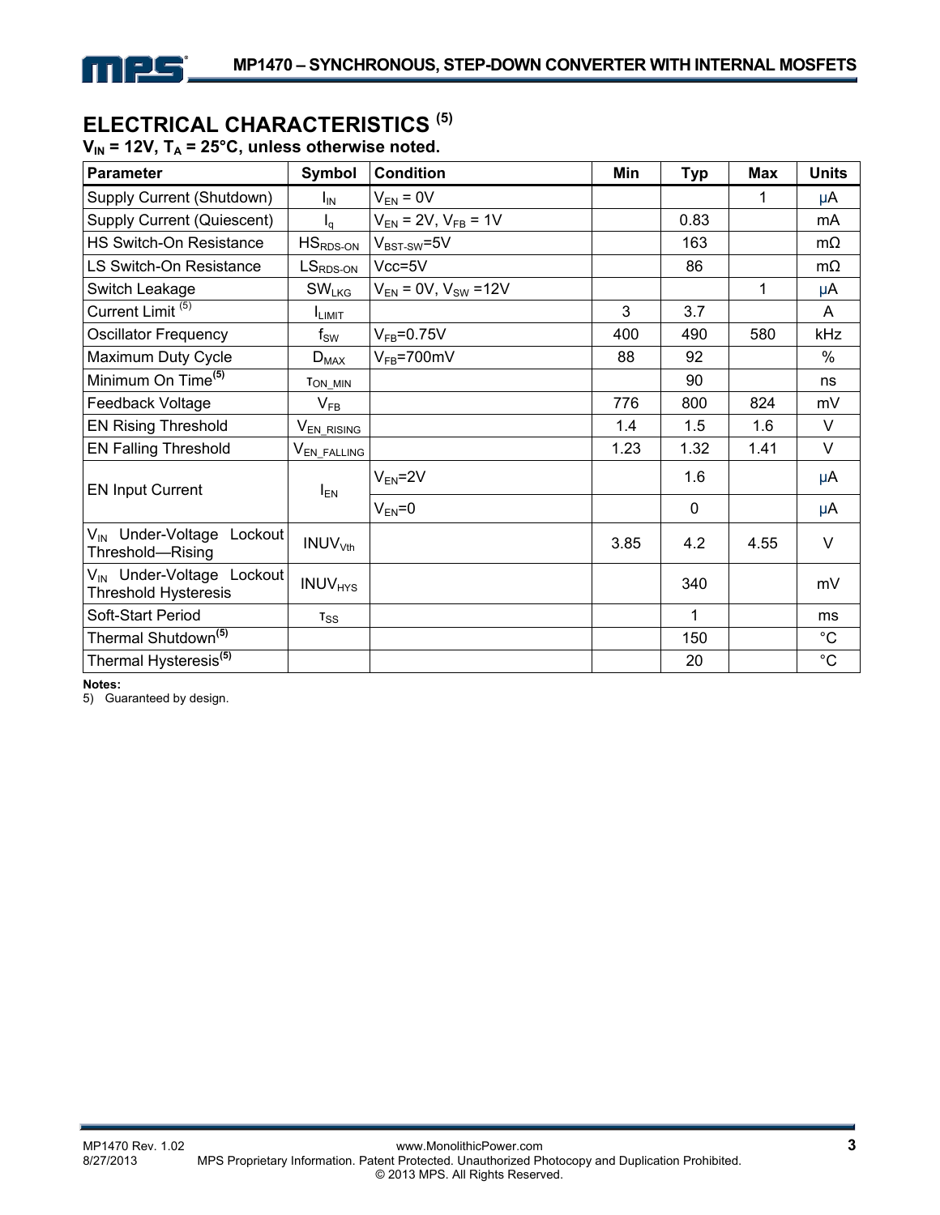## ELECTRICAL CHARACTERISTICS [5]

**$V_{IN}$ = 12V, $T_A$ = 25°C, unless otherwise noted.**

| Parameter | Symbol | Condition | Min | Typ | Max | Units |
|---|---|---|---|---|---|---|
| Supply Current (Shutdown) | $I_{IN}$ | $V_{EN}$ = 0V | | | 1 | μA |
| Supply Current (Quiescent) | $I_q$ | $V_{EN}$ = 2V, $V_{FB}$ = 1V | | 0.83 | | mA |
| HS Switch-On Resistance | $HS_{RDS\text{-}ON}$ | $V_{BST\text{-}SW}$=5V | | 163 | | mΩ |
| LS Switch-On Resistance | $LS_{RDS\text{-}ON}$ | Vcc=5V | | 86 | | mΩ |
| Switch Leakage | $SW_{LKG}$ | $V_{EN}$ = 0V, $V_{SW}$ =12V | | | 1 | μA |
| Current Limit [5] | $I_{LIMIT}$ | | 3 | 3.7 | | A |
| Oscillator Frequency | $f_{SW}$ | $V_{FB}$=0.75V | 400 | 490 | 580 | kHz |
| Maximum Duty Cycle | $D_{MAX}$ | $V_{FB}$=700mV | 88 | 92 | | % |
| Minimum On Time[5] | $\tau_{ON\_MIN}$ | | | 90 | | ns |
| Feedback Voltage | $V_{FB}$ | | 776 | 800 | 824 | mV |
| EN Rising Threshold | $V_{EN\_RISING}$ | | 1.4 | 1.5 | 1.6 | V |
| EN Falling Threshold | $V_{EN\_FALLING}$ | | 1.23 | 1.32 | 1.41 | V |
| EN Input Current | $I_{EN}$ | $V_{EN}$=2V | | 1.6 | | μA |
| | | $V_{EN}$=0 | | 0 | | μA |
| $V_{IN}$ Under-Voltage Lockout Threshold—Rising | $INUV_{Vth}$ | | 3.85 | 4.2 | 4.55 | V |
| $V_{IN}$ Under-Voltage Lockout Threshold Hysteresis | $INUV_{HYS}$ | | | 340 | | mV |
| Soft-Start Period | $\tau_{SS}$ | | | 1 | | ms |
| Thermal Shutdown[5] | | | | 150 | | °C |
| Thermal Hysteresis[5] | | | | 20 | | °C |

**Notes:**

5) Guaranteed by design.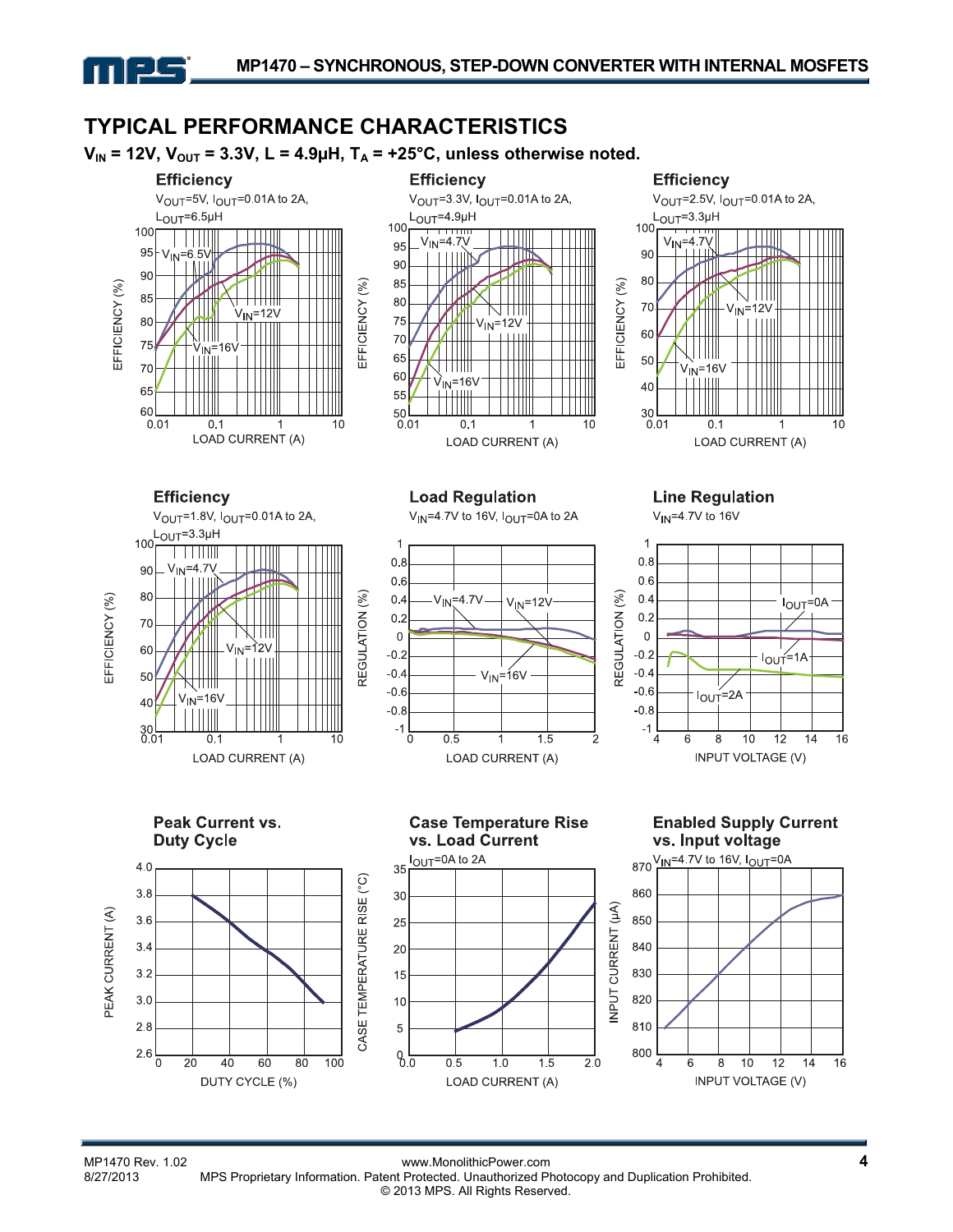## TYPICAL PERFORMANCE CHARACTERISTICS

**$V_{IN}$ = 12V, $V_{OUT}$ = 3.3V, L = 4.9μH, $T_A$ = +25°C, unless otherwise noted.**

**Efficiency**

$V_{OUT}$=5V, $I_{OUT}$=0.01A to 2A, $L_{OUT}$=6.5μH

**Efficiency**

$V_{OUT}$=3.3V, $I_{OUT}$=0.01A to 2A, $L_{OUT}$=4.9μH

**Efficiency**

$V_{OUT}$=2.5V, $I_{OUT}$=0.01A to 2A, $L_{OUT}$=3.3μH

**Efficiency**

$V_{OUT}$=1.8V, $I_{OUT}$=0.01A to 2A, $L_{OUT}$=3.3μH

**Load Regulation**

$V_{IN}$=4.7V to 16V, $I_{OUT}$=0A to 2A

**Line Regulation**

$V_{IN}$=4.7V to 16V

**Peak Current vs. Duty Cycle**

**Case Temperature Rise vs. Load Current**

$I_{OUT}$=0A to 2A

**Enabled Supply Current vs. Input voltage**

$V_{IN}$=4.7V to 16V, $I_{OUT}$=0A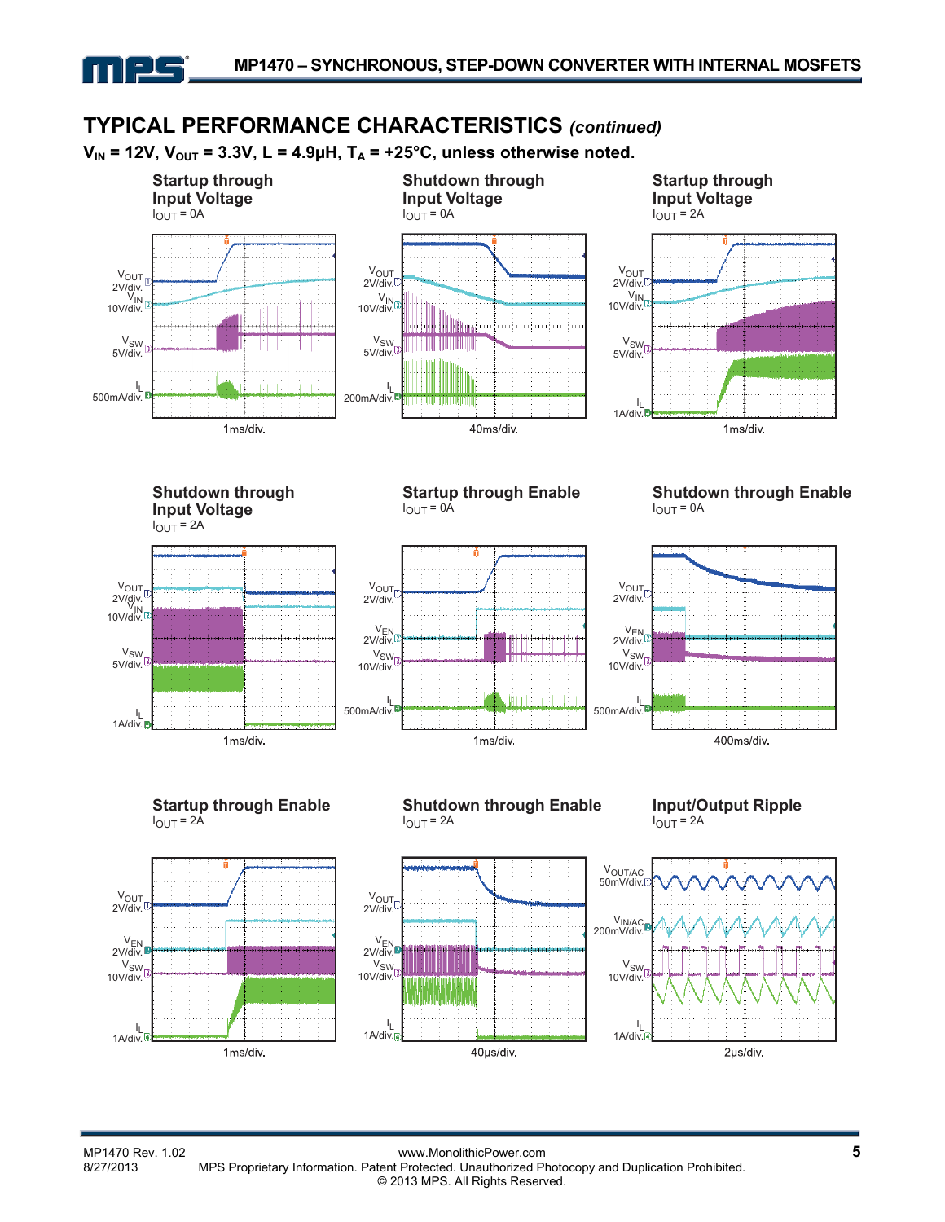## TYPICAL PERFORMANCE CHARACTERISTICS *(continued)*

**$V_{IN}$ = 12V, $V_{OUT}$ = 3.3V, L = 4.9µH, $T_A$ = +25°C, unless otherwise noted.**

**Startup through Input Voltage**
$I_{OUT}$ = 0A

$V_{OUT}$ 2V/div., $V_{IN}$ 10V/div., $V_{SW}$ 5V/div., $I_L$ 500mA/div.; 1ms/div.

**Shutdown through Input Voltage**
$I_{OUT}$ = 0A

$V_{OUT}$ 2V/div., $V_{IN}$ 10V/div., $V_{SW}$ 5V/div., $I_L$ 200mA/div.; 40ms/div.

**Startup through Input Voltage**
$I_{OUT}$ = 2A

$V_{OUT}$ 2V/div., $V_{IN}$ 10V/div., $V_{SW}$ 5V/div., $I_L$ 1A/div.; 1ms/div.

**Shutdown through Input Voltage**
$I_{OUT}$ = 2A

$V_{OUT}$ 2V/div., $V_{IN}$ 10V/div., $V_{SW}$ 5V/div., $I_L$ 1A/div.; 1ms/div.

**Startup through Enable**
$I_{OUT}$ = 0A

$V_{OUT}$ 2V/div., $V_{EN}$ 2V/div., $V_{SW}$ 10V/div., $I_L$ 500mA/div.; 1ms/div.

**Shutdown through Enable**
$I_{OUT}$ = 0A

$V_{OUT}$ 2V/div., $V_{EN}$ 2V/div., $V_{SW}$ 10V/div., $I_L$ 500mA/div.; 400ms/div.

**Startup through Enable**
$I_{OUT}$ = 2A

$V_{OUT}$ 2V/div., $V_{EN}$ 2V/div., $V_{SW}$ 10V/div., $I_L$ 1A/div.; 1ms/div.

**Shutdown through Enable**
$I_{OUT}$ = 2A

$V_{OUT}$ 2V/div., $V_{EN}$ 2V/div., $V_{SW}$ 10V/div., $I_L$ 1A/div.; 40µs/div.

**Input/Output Ripple**
$I_{OUT}$ = 2A

$V_{OUT/AC}$ 50mV/div., $V_{IN/AC}$ 200mV/div., $V_{SW}$ 10V/div., $I_L$ 1A/div.; 2µs/div.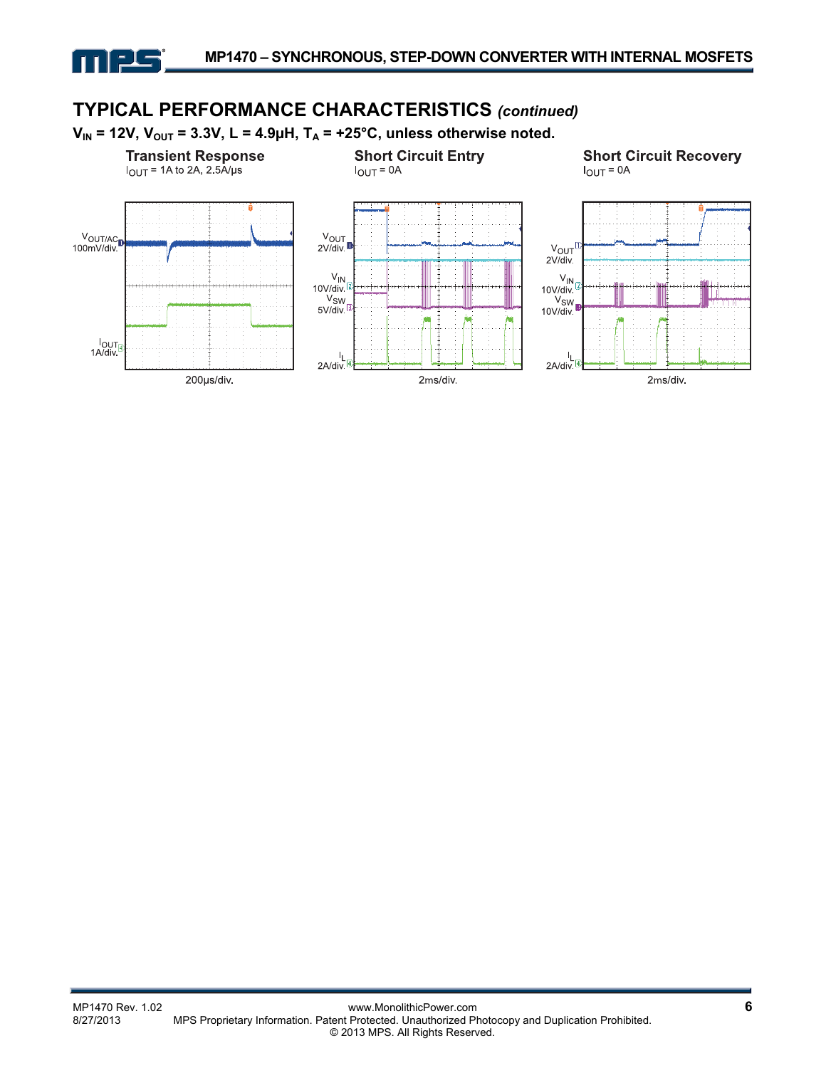## TYPICAL PERFORMANCE CHARACTERISTICS *(continued)*

**$V_{IN}$ = 12V, $V_{OUT}$ = 3.3V, L = 4.9µH, $T_A$ = +25°C, unless otherwise noted.**

**Transient Response**
$I_{OUT}$ = 1A to 2A, 2.5A/µs

$V_{OUT/AC}$ 100mV/div.

$I_{OUT}$ 1A/div.

200µs/div.

**Short Circuit Entry**
$I_{OUT}$ = 0A

$V_{OUT}$ 2V/div.

$V_{IN}$ 10V/div.

$V_{SW}$ 5V/div.

$I_L$ 2A/div.

2ms/div.

**Short Circuit Recovery**
$I_{OUT}$ = 0A

$V_{OUT}$ 2V/div.

$V_{IN}$ 10V/div.

$V_{SW}$ 10V/div.

$I_L$ 2A/div.

2ms/div.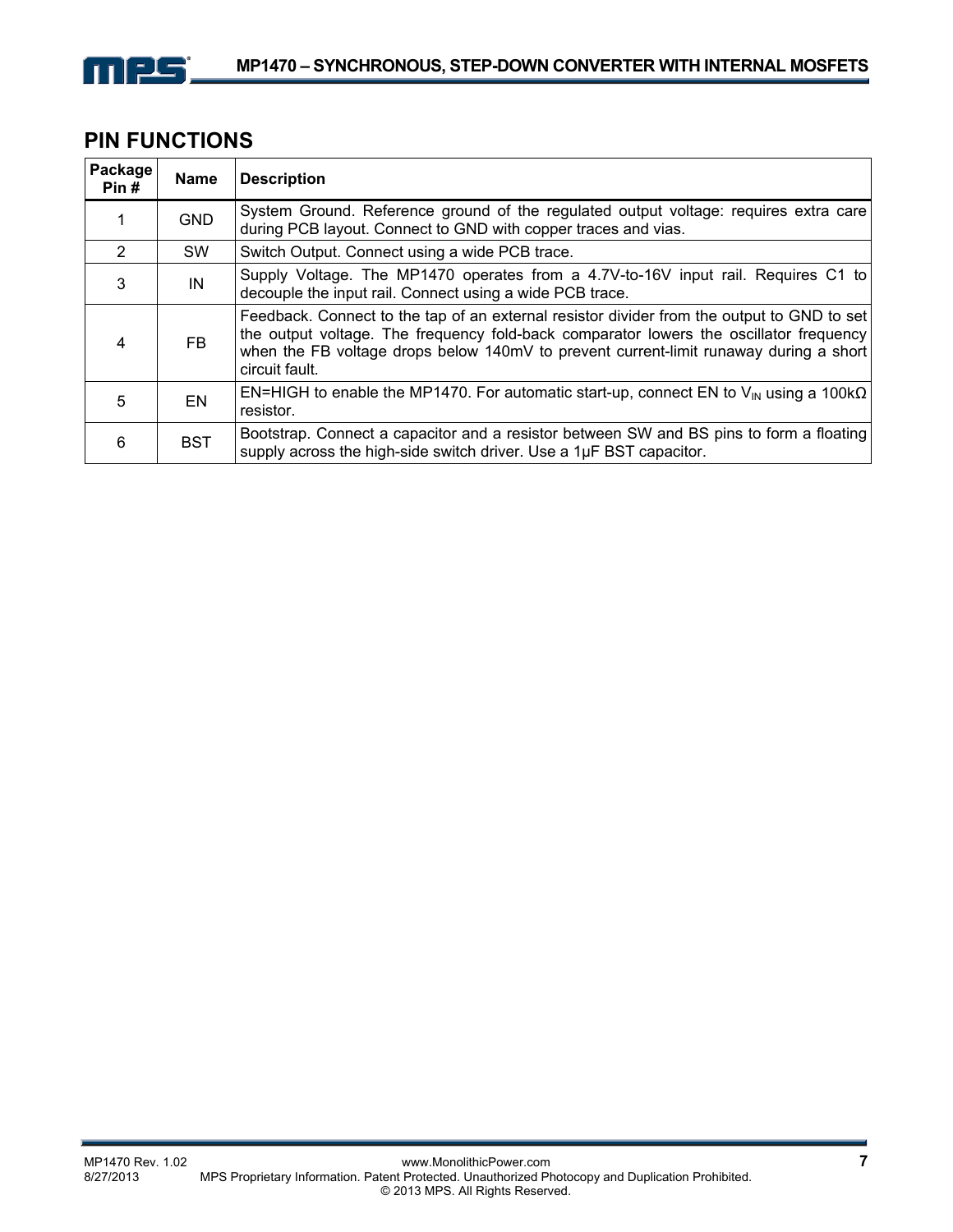## PIN FUNCTIONS

| Package Pin # | Name | Description |
|---|---|---|
| 1 | GND | System Ground. Reference ground of the regulated output voltage: requires extra care during PCB layout. Connect to GND with copper traces and vias. |
| 2 | SW | Switch Output. Connect using a wide PCB trace. |
| 3 | IN | Supply Voltage. The MP1470 operates from a 4.7V-to-16V input rail. Requires C1 to decouple the input rail. Connect using a wide PCB trace. |
| 4 | FB | Feedback. Connect to the tap of an external resistor divider from the output to GND to set the output voltage. The frequency fold-back comparator lowers the oscillator frequency when the FB voltage drops below 140mV to prevent current-limit runaway during a short circuit fault. |
| 5 | EN | EN=HIGH to enable the MP1470. For automatic start-up, connect EN to $V_{IN}$ using a 100kΩ resistor. |
| 6 | BST | Bootstrap. Connect a capacitor and a resistor between SW and BS pins to form a floating supply across the high-side switch driver. Use a 1μF BST capacitor. |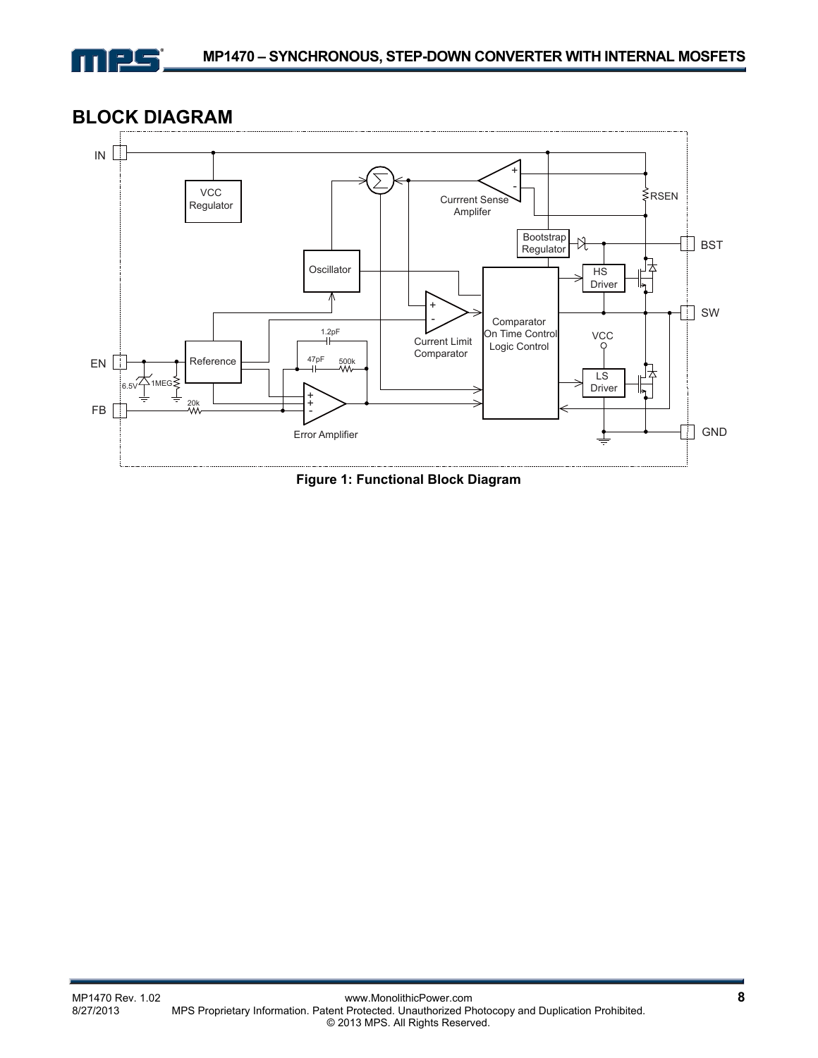## BLOCK DIAGRAM

Figure 1: Functional Block Diagram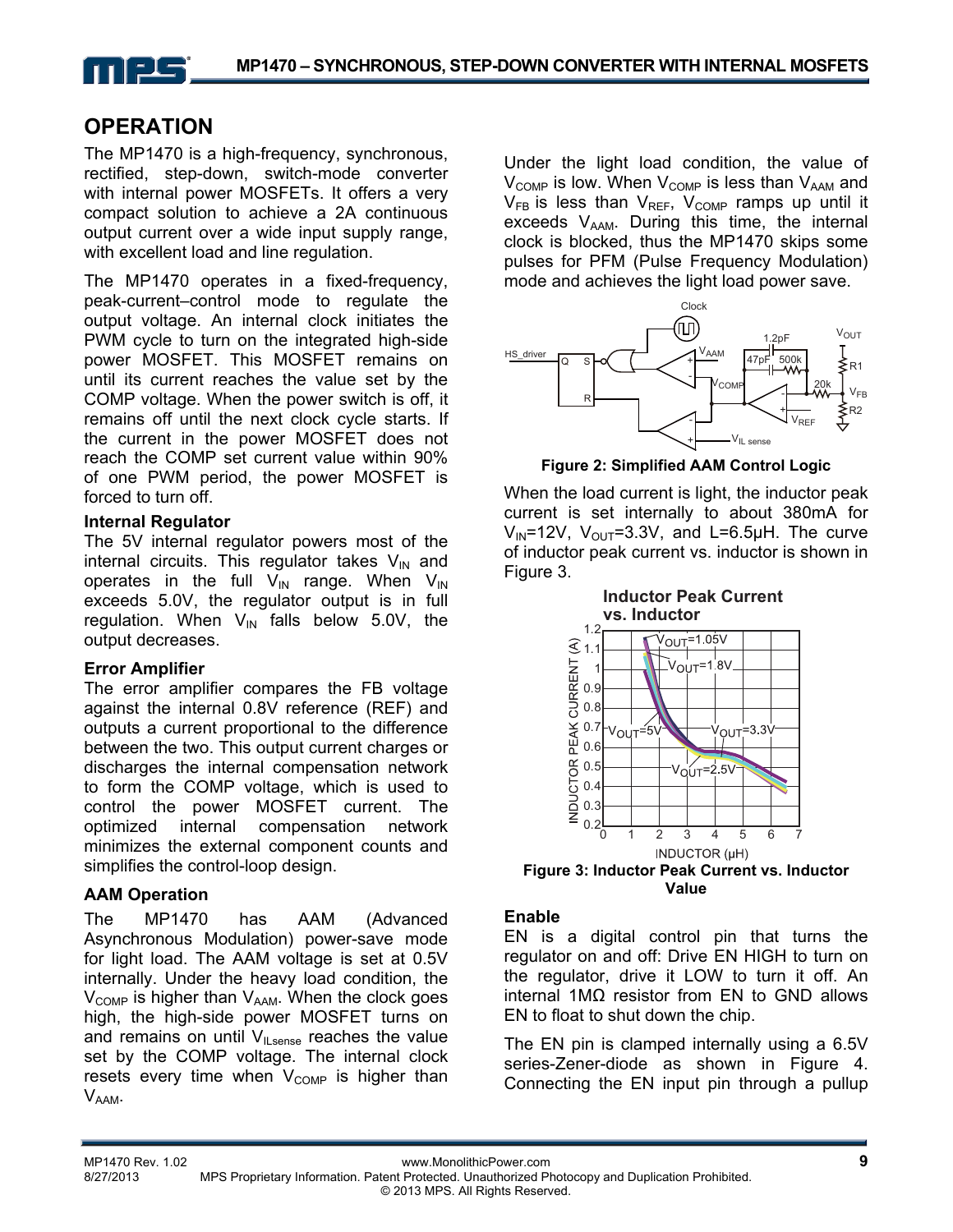## OPERATION

The MP1470 is a high-frequency, synchronous, rectified, step-down, switch-mode converter with internal power MOSFETs. It offers a very compact solution to achieve a 2A continuous output current over a wide input supply range, with excellent load and line regulation.

The MP1470 operates in a fixed-frequency, peak-current–control mode to regulate the output voltage. An internal clock initiates the PWM cycle to turn on the integrated high-side power MOSFET. This MOSFET remains on until its current reaches the value set by the COMP voltage. When the power switch is off, it remains off until the next clock cycle starts. If the current in the power MOSFET does not reach the COMP set current value within 90% of one PWM period, the power MOSFET is forced to turn off.

### Internal Regulator

The 5V internal regulator powers most of the internal circuits. This regulator takes $V_{IN}$ and operates in the full $V_{IN}$ range. When $V_{IN}$ exceeds 5.0V, the regulator output is in full regulation. When $V_{IN}$ falls below 5.0V, the output decreases.

### Error Amplifier

The error amplifier compares the FB voltage against the internal 0.8V reference (REF) and outputs a current proportional to the difference between the two. This output current charges or discharges the internal compensation network to form the COMP voltage, which is used to control the power MOSFET current. The optimized internal compensation network minimizes the external component counts and simplifies the control-loop design.

### AAM Operation

The MP1470 has AAM (Advanced Asynchronous Modulation) power-save mode for light load. The AAM voltage is set at 0.5V internally. Under the heavy load condition, the $V_{COMP}$ is higher than $V_{AAM}$. When the clock goes high, the high-side power MOSFET turns on and remains on until $V_{ILsense}$ reaches the value set by the COMP voltage. The internal clock resets every time when $V_{COMP}$ is higher than $V_{AAM}$.

Under the light load condition, the value of $V_{COMP}$ is low. When $V_{COMP}$ is less than $V_{AAM}$ and $V_{FB}$ is less than $V_{REF}$, $V_{COMP}$ ramps up until it exceeds $V_{AAM}$. During this time, the internal clock is blocked, thus the MP1470 skips some pulses for PFM (Pulse Frequency Modulation) mode and achieves the light load power save.

**Figure 2: Simplified AAM Control Logic**

When the load current is light, the inductor peak current is set internally to about 380mA for $V_{IN}$=12V, $V_{OUT}$=3.3V, and L=6.5µH. The curve of inductor peak current vs. inductor is shown in Figure 3.

**Figure 3: Inductor Peak Current vs. Inductor Value**

### Enable

EN is a digital control pin that turns the regulator on and off: Drive EN HIGH to turn on the regulator, drive it LOW to turn it off. An internal 1MΩ resistor from EN to GND allows EN to float to shut down the chip.

The EN pin is clamped internally using a 6.5V series-Zener-diode as shown in Figure 4. Connecting the EN input pin through a pullup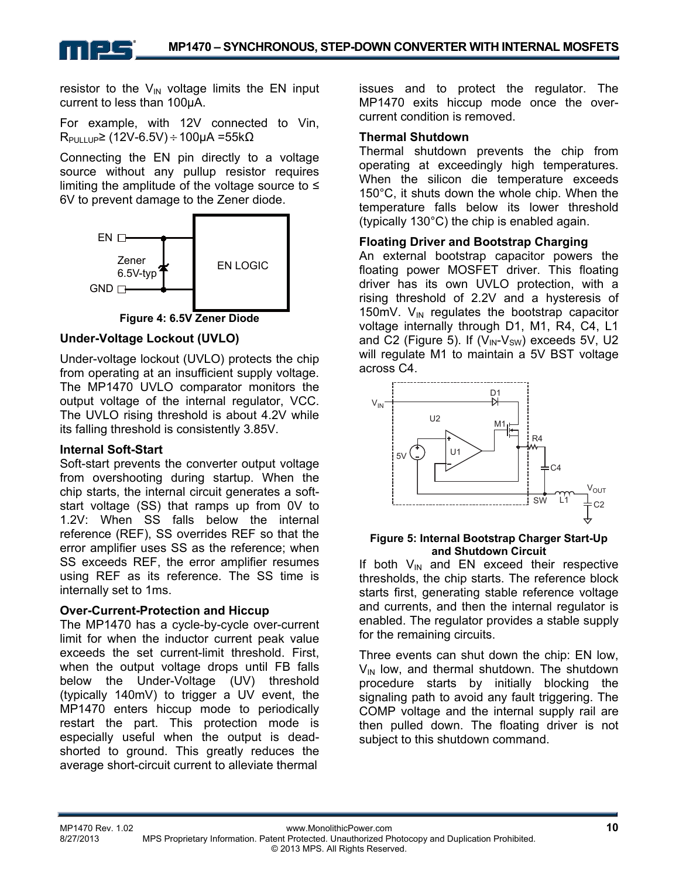resistor to the $V_{IN}$ voltage limits the EN input current to less than 100µA.

For example, with 12V connected to Vin, $R_{PULLUP} \geq (12V-6.5V) \div 100\mu A = 55k\Omega$

Connecting the EN pin directly to a voltage source without any pullup resistor requires limiting the amplitude of the voltage source to ≤ 6V to prevent damage to the Zener diode.

**Figure 4: 6.5V Zener Diode**

### Under-Voltage Lockout (UVLO)

Under-voltage lockout (UVLO) protects the chip from operating at an insufficient supply voltage. The MP1470 UVLO comparator monitors the output voltage of the internal regulator, VCC. The UVLO rising threshold is about 4.2V while its falling threshold is consistently 3.85V.

### Internal Soft-Start

Soft-start prevents the converter output voltage from overshooting during startup. When the chip starts, the internal circuit generates a soft-start voltage (SS) that ramps up from 0V to 1.2V: When SS falls below the internal reference (REF), SS overrides REF so that the error amplifier uses SS as the reference; when SS exceeds REF, the error amplifier resumes using REF as its reference. The SS time is internally set to 1ms.

### Over-Current-Protection and Hiccup

The MP1470 has a cycle-by-cycle over-current limit for when the inductor current peak value exceeds the set current-limit threshold. First, when the output voltage drops until FB falls below the Under-Voltage (UV) threshold (typically 140mV) to trigger a UV event, the MP1470 enters hiccup mode to periodically restart the part. This protection mode is especially useful when the output is dead-shorted to ground. This greatly reduces the average short-circuit current to alleviate thermal issues and to protect the regulator. The MP1470 exits hiccup mode once the over-current condition is removed.

### Thermal Shutdown

Thermal shutdown prevents the chip from operating at exceedingly high temperatures. When the silicon die temperature exceeds 150°C, it shuts down the whole chip. When the temperature falls below its lower threshold (typically 130°C) the chip is enabled again.

### Floating Driver and Bootstrap Charging

An external bootstrap capacitor powers the floating power MOSFET driver. This floating driver has its own UVLO protection, with a rising threshold of 2.2V and a hysteresis of 150mV. $V_{IN}$ regulates the bootstrap capacitor voltage internally through D1, M1, R4, C4, L1 and C2 (Figure 5). If ($V_{IN}$-$V_{SW}$) exceeds 5V, U2 will regulate M1 to maintain a 5V BST voltage across C4.

**Figure 5: Internal Bootstrap Charger Start-Up and Shutdown Circuit**

If both $V_{IN}$ and EN exceed their respective thresholds, the chip starts. The reference block starts first, generating stable reference voltage and currents, and then the internal regulator is enabled. The regulator provides a stable supply for the remaining circuits.

Three events can shut down the chip: EN low, $V_{IN}$ low, and thermal shutdown. The shutdown procedure starts by initially blocking the signaling path to avoid any fault triggering. The COMP voltage and the internal supply rail are then pulled down. The floating driver is not subject to this shutdown command.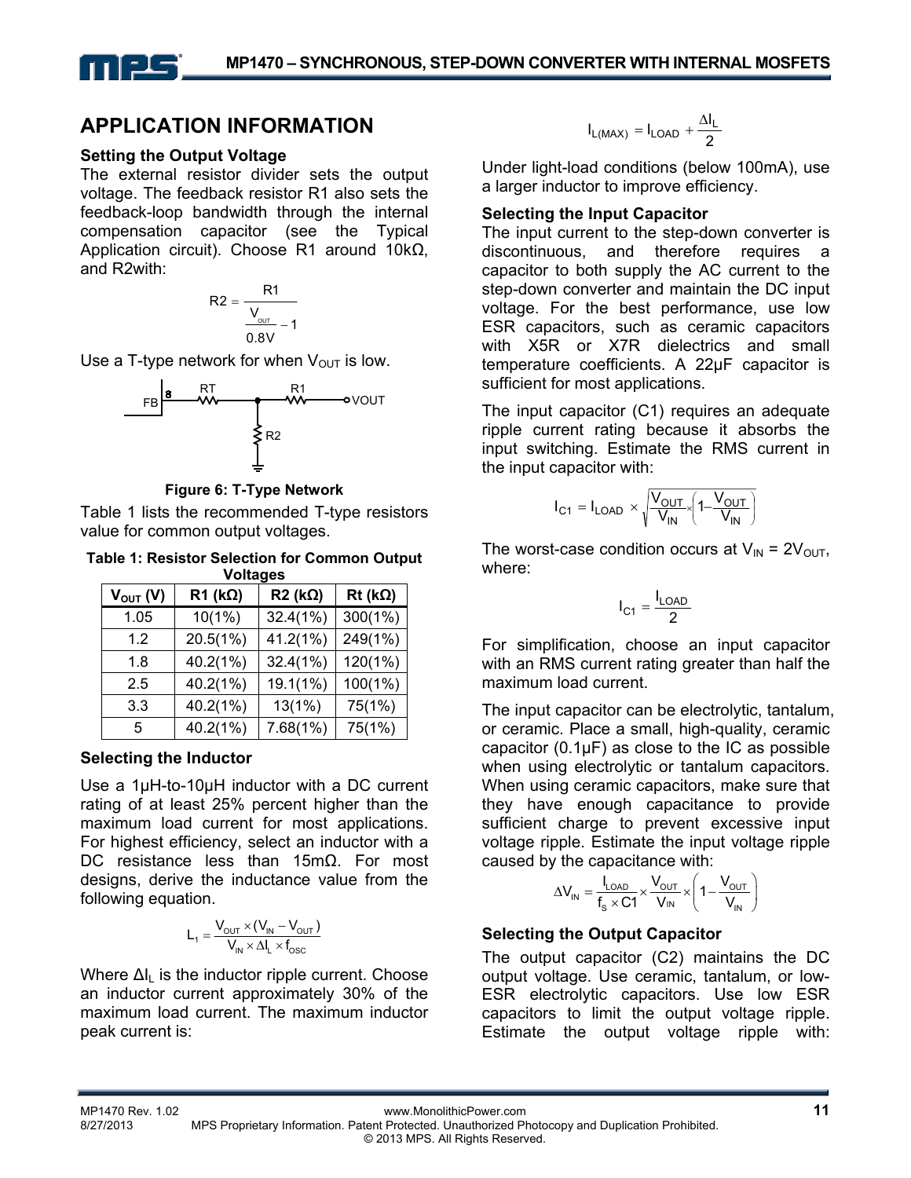## APPLICATION INFORMATION

### Setting the Output Voltage

The external resistor divider sets the output voltage. The feedback resistor R1 also sets the feedback-loop bandwidth through the internal compensation capacitor (see the Typical Application circuit). Choose R1 around 10kΩ, and R2with:

$$R2 = \frac{R1}{\frac{V_{OUT}}{0.8V} - 1}$$

Use a T-type network for when $V_{OUT}$ is low.

Figure 6: T-Type Network

Table 1 lists the recommended T-type resistors value for common output voltages.

**Table 1: Resistor Selection for Common Output Voltages**

| $V_{OUT}$ (V) | R1 (kΩ) | R2 (kΩ) | Rt (kΩ) |
|---|---|---|---|
| 1.05 | 10(1%) | 32.4(1%) | 300(1%) |
| 1.2 | 20.5(1%) | 41.2(1%) | 249(1%) |
| 1.8 | 40.2(1%) | 32.4(1%) | 120(1%) |
| 2.5 | 40.2(1%) | 19.1(1%) | 100(1%) |
| 3.3 | 40.2(1%) | 13(1%) | 75(1%) |
| 5 | 40.2(1%) | 7.68(1%) | 75(1%) |

### Selecting the Inductor

Use a 1µH-to-10µH inductor with a DC current rating of at least 25% percent higher than the maximum load current for most applications. For highest efficiency, select an inductor with a DC resistance less than 15mΩ. For most designs, derive the inductance value from the following equation.

$$L_1 = \frac{V_{OUT} \times (V_{IN} - V_{OUT})}{V_{IN} \times \Delta I_L \times f_{OSC}}$$

Where $\Delta I_L$ is the inductor ripple current. Choose an inductor current approximately 30% of the maximum load current. The maximum inductor peak current is:

$$I_{L(MAX)} = I_{LOAD} + \frac{\Delta I_L}{2}$$

Under light-load conditions (below 100mA), use a larger inductor to improve efficiency.

### Selecting the Input Capacitor

The input current to the step-down converter is discontinuous, and therefore requires a capacitor to both supply the AC current to the step-down converter and maintain the DC input voltage. For the best performance, use low ESR capacitors, such as ceramic capacitors with X5R or X7R dielectrics and small temperature coefficients. A 22µF capacitor is sufficient for most applications.

The input capacitor (C1) requires an adequate ripple current rating because it absorbs the input switching. Estimate the RMS current in the input capacitor with:

$$I_{C1} = I_{LOAD} \times \sqrt{\frac{V_{OUT}}{V_{IN}} \times \left(1 - \frac{V_{OUT}}{V_{IN}}\right)}$$

The worst-case condition occurs at $V_{IN} = 2V_{OUT}$, where:

$$I_{C1} = \frac{I_{LOAD}}{2}$$

For simplification, choose an input capacitor with an RMS current rating greater than half the maximum load current.

The input capacitor can be electrolytic, tantalum, or ceramic. Place a small, high-quality, ceramic capacitor (0.1µF) as close to the IC as possible when using electrolytic or tantalum capacitors. When using ceramic capacitors, make sure that they have enough capacitance to provide sufficient charge to prevent excessive input voltage ripple. Estimate the input voltage ripple caused by the capacitance with:

$$\Delta V_{IN} = \frac{I_{LOAD}}{f_S \times C1} \times \frac{V_{OUT}}{V_{IN}} \times \left(1 - \frac{V_{OUT}}{V_{IN}}\right)$$

### Selecting the Output Capacitor

The output capacitor (C2) maintains the DC output voltage. Use ceramic, tantalum, or low-ESR electrolytic capacitors. Use low ESR capacitors to limit the output voltage ripple. Estimate the output voltage ripple with: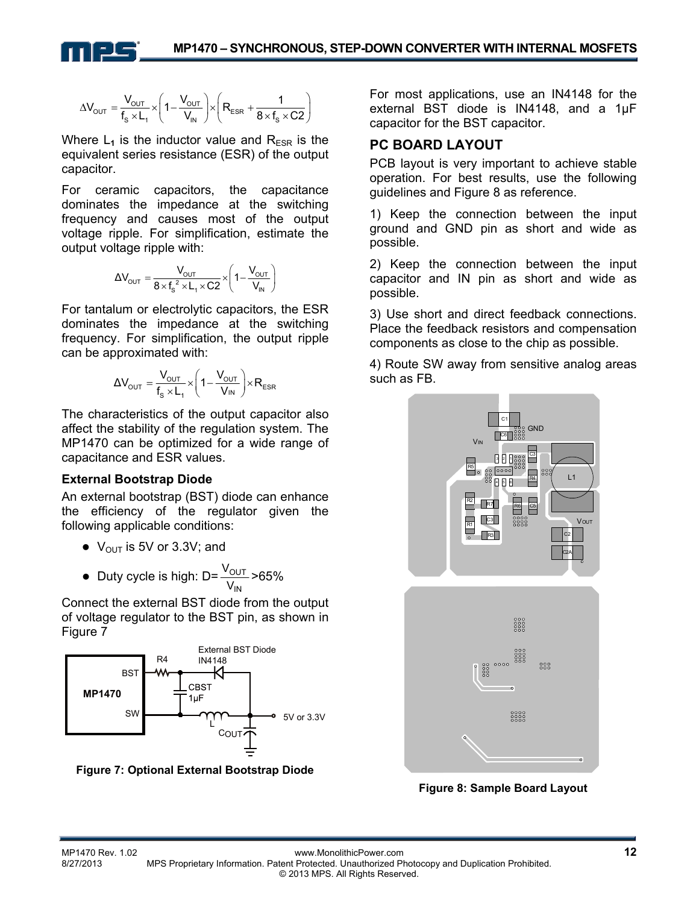$$\Delta V_{OUT} = \frac{V_{OUT}}{f_S \times L_1} \times \left(1 - \frac{V_{OUT}}{V_{IN}}\right) \times \left(R_{ESR} + \frac{1}{8 \times f_S \times C2}\right)$$

Where $L_1$ is the inductor value and $R_{ESR}$ is the equivalent series resistance (ESR) of the output capacitor.

For ceramic capacitors, the capacitance dominates the impedance at the switching frequency and causes most of the output voltage ripple. For simplification, estimate the output voltage ripple with:

$$\Delta V_{OUT} = \frac{V_{OUT}}{8 \times f_S^2 \times L_1 \times C2} \times \left(1 - \frac{V_{OUT}}{V_{IN}}\right)$$

For tantalum or electrolytic capacitors, the ESR dominates the impedance at the switching frequency. For simplification, the output ripple can be approximated with:

$$\Delta V_{OUT} = \frac{V_{OUT}}{f_S \times L_1} \times \left(1 - \frac{V_{OUT}}{V_{IN}}\right) \times R_{ESR}$$

The characteristics of the output capacitor also affect the stability of the regulation system. The MP1470 can be optimized for a wide range of capacitance and ESR values.

### External Bootstrap Diode

An external bootstrap (BST) diode can enhance the efficiency of the regulator given the following applicable conditions:

- $V_{OUT}$ is 5V or 3.3V; and
- Duty cycle is high: $D = \frac{V_{OUT}}{V_{IN}} > 65\%$

Connect the external BST diode from the output of voltage regulator to the BST pin, as shown in Figure 7

**Figure 7: Optional External Bootstrap Diode**

For most applications, use an IN4148 for the external BST diode is IN4148, and a 1µF capacitor for the BST capacitor.

## PC BOARD LAYOUT

PCB layout is very important to achieve stable operation. For best results, use the following guidelines and Figure 8 as reference.

1) Keep the connection between the input ground and GND pin as short and wide as possible.

2) Keep the connection between the input capacitor and IN pin as short and wide as possible.

3) Use short and direct feedback connections. Place the feedback resistors and compensation components as close to the chip as possible.

4) Route SW away from sensitive analog areas such as FB.

**Figure 8: Sample Board Layout**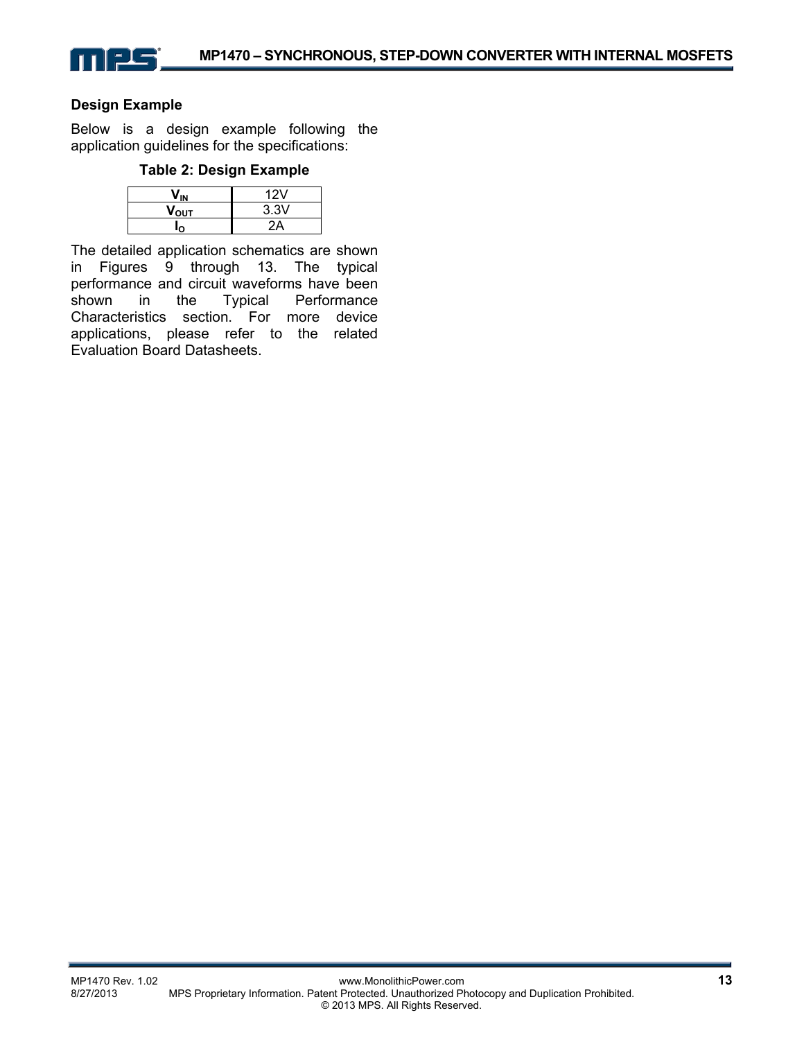### Design Example

Below is a design example following the application guidelines for the specifications:

**Table 2: Design Example**

| | |
|---|---|
| $V_{IN}$ | 12V |
| $V_{OUT}$ | 3.3V |
| $I_O$ | 2A |

The detailed application schematics are shown in Figures 9 through 13. The typical performance and circuit waveforms have been shown in the Typical Performance Characteristics section. For more device applications, please refer to the related Evaluation Board Datasheets.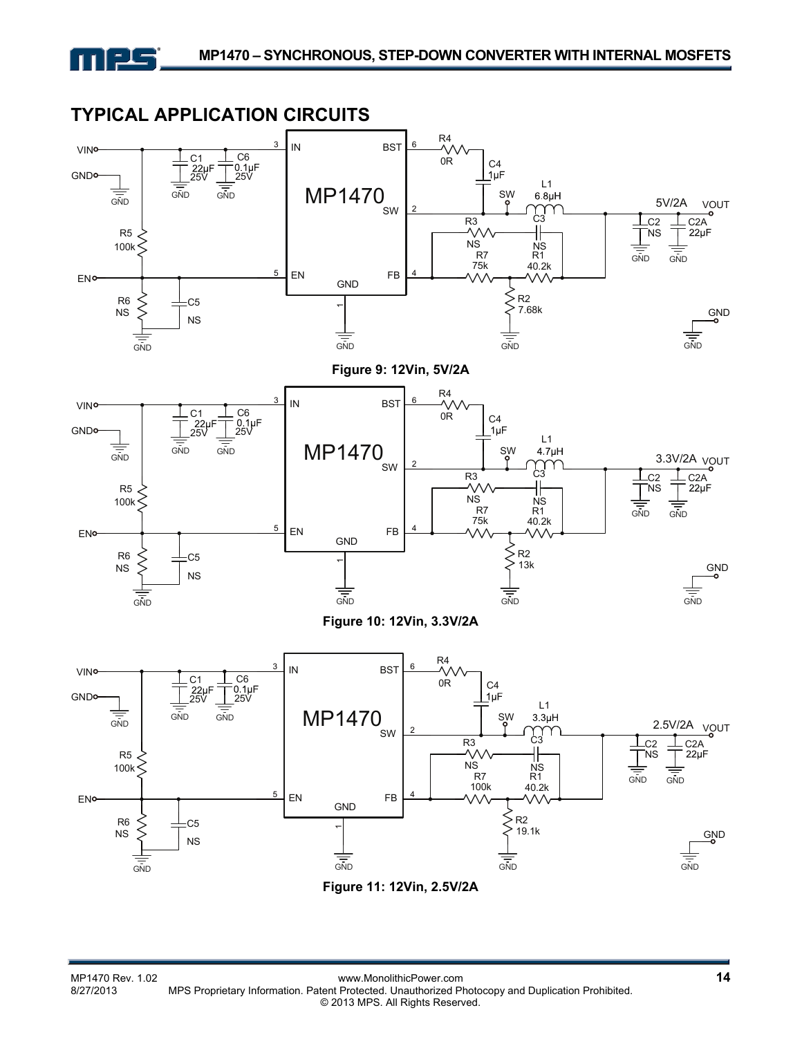## TYPICAL APPLICATION CIRCUITS

Figure 9: 12Vin, 5V/2A

Figure 10: 12Vin, 3.3V/2A

Figure 11: 12Vin, 2.5V/2A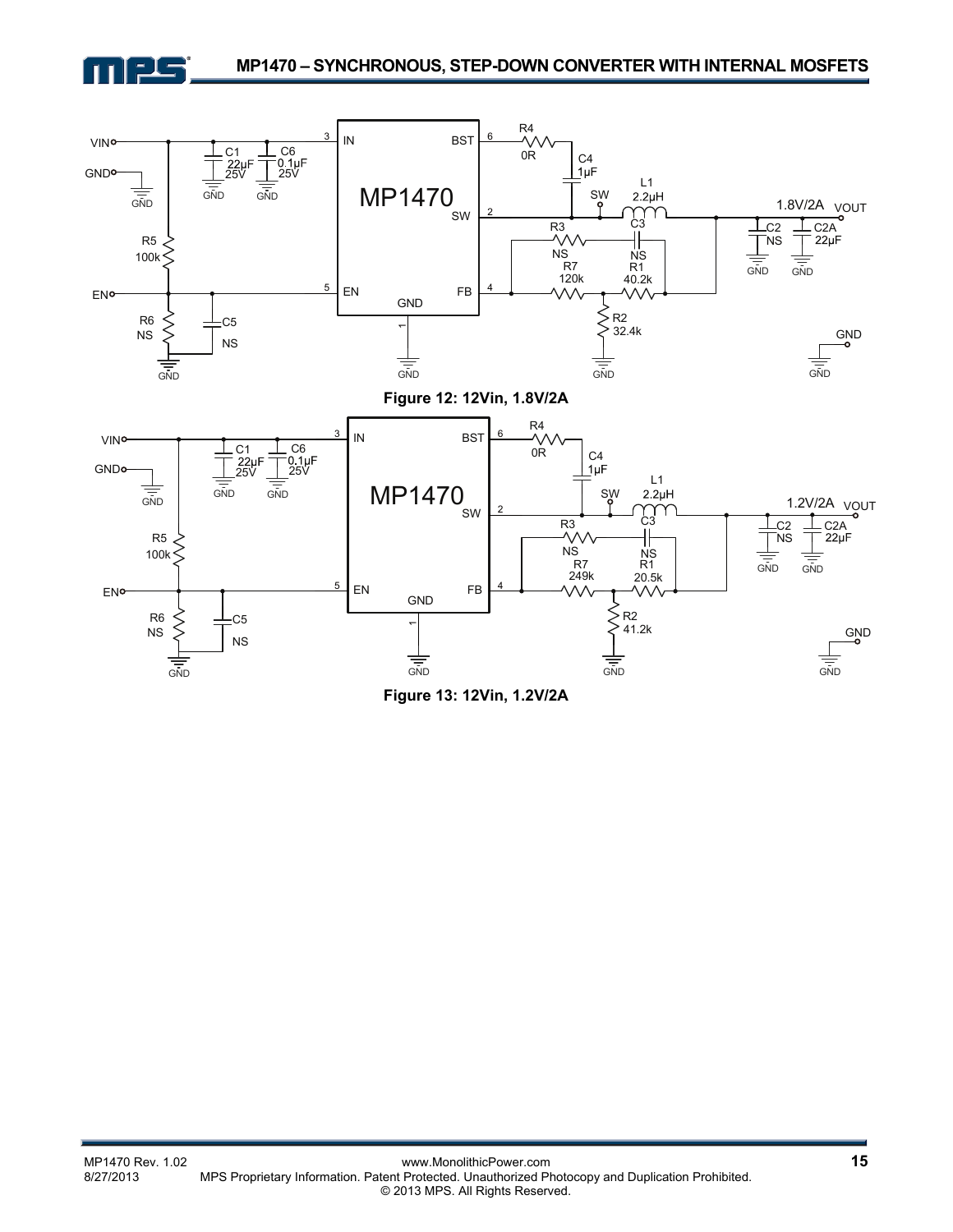Figure 12: 12Vin, 1.8V/2A

Figure 13: 12Vin, 1.2V/2A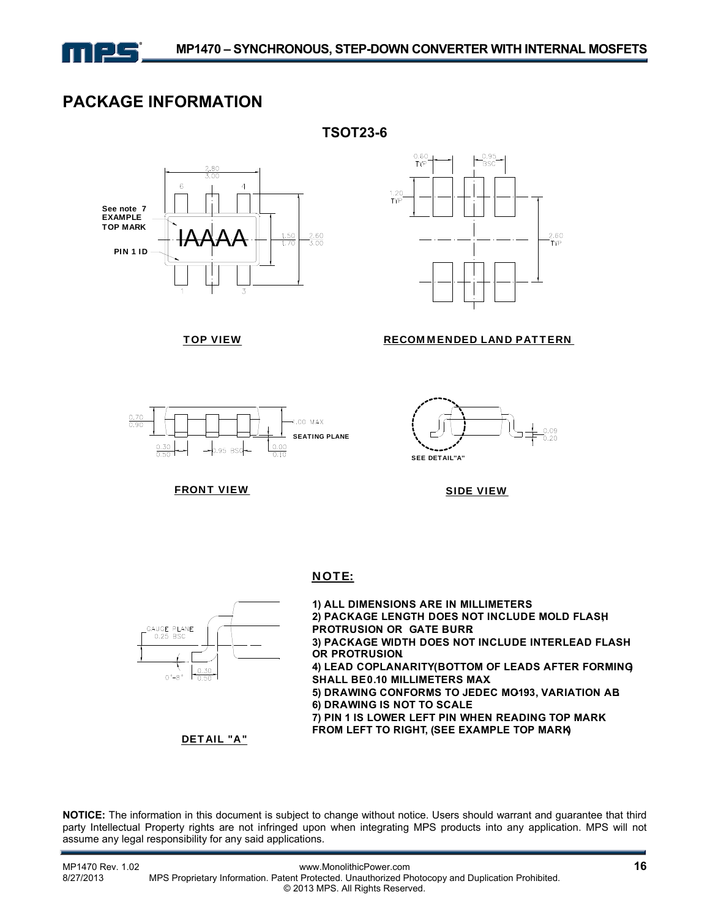## PACKAGE INFORMATION

### TSOT23-6

TOP VIEW

RECOMMENDED LAND PATTERN

FRONT VIEW

SIDE VIEW

DETAIL "A"

**NOTE:**

**1) ALL DIMENSIONS ARE IN MILLIMETERS**
**2) PACKAGE LENGTH DOES NOT INCLUDE MOLD FLASH, PROTRUSION OR GATE BURR**
**3) PACKAGE WIDTH DOES NOT INCLUDE INTERLEAD FLASH OR PROTRUSION.**
**4) LEAD COPLANARITY(BOTTOM OF LEADS AFTER FORMING) SHALL BE 0.10 MILLIMETERS MAX.**
**5) DRAWING CONFORMS TO JEDEC MO-193, VARIATION AB.**
**6) DRAWING IS NOT TO SCALE**
**7) PIN 1 IS LOWER LEFT PIN WHEN READING TOP MARK FROM LEFT TO RIGHT, (SEE EXAMPLE TOP MARK)**

**NOTICE:** The information in this document is subject to change without notice. Users should warrant and guarantee that third party Intellectual Property rights are not infringed upon when integrating MPS products into any application. MPS will not assume any legal responsibility for any said applications.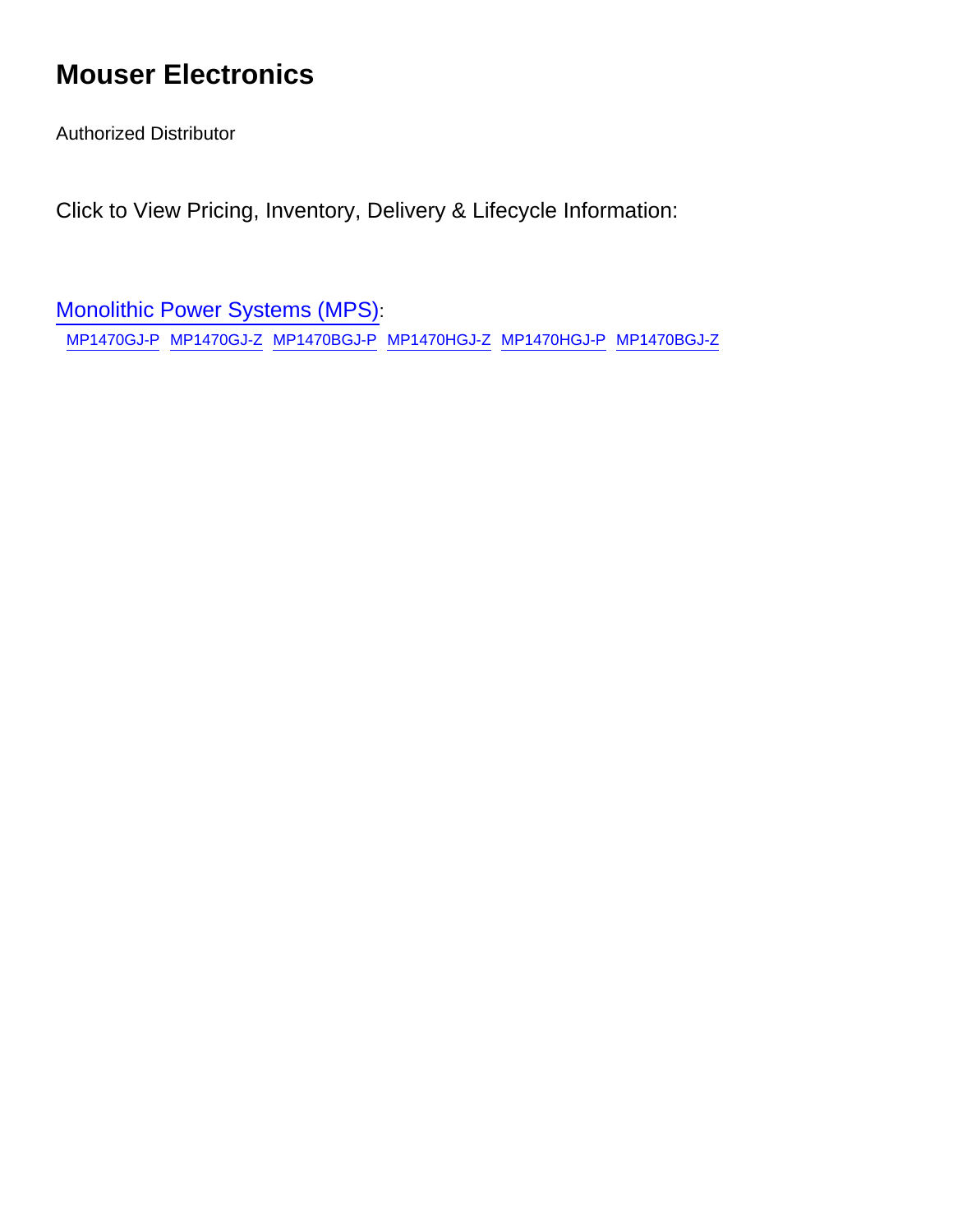# Mouser Electronics

Authorized Distributor

Click to View Pricing, Inventory, Delivery & Lifecycle Information:

Monolithic Power Systems (MPS):

MP1470GJ-P  MP1470GJ-Z  MP1470BGJ-P  MP1470HGJ-Z  MP1470HGJ-P  MP1470BGJ-Z